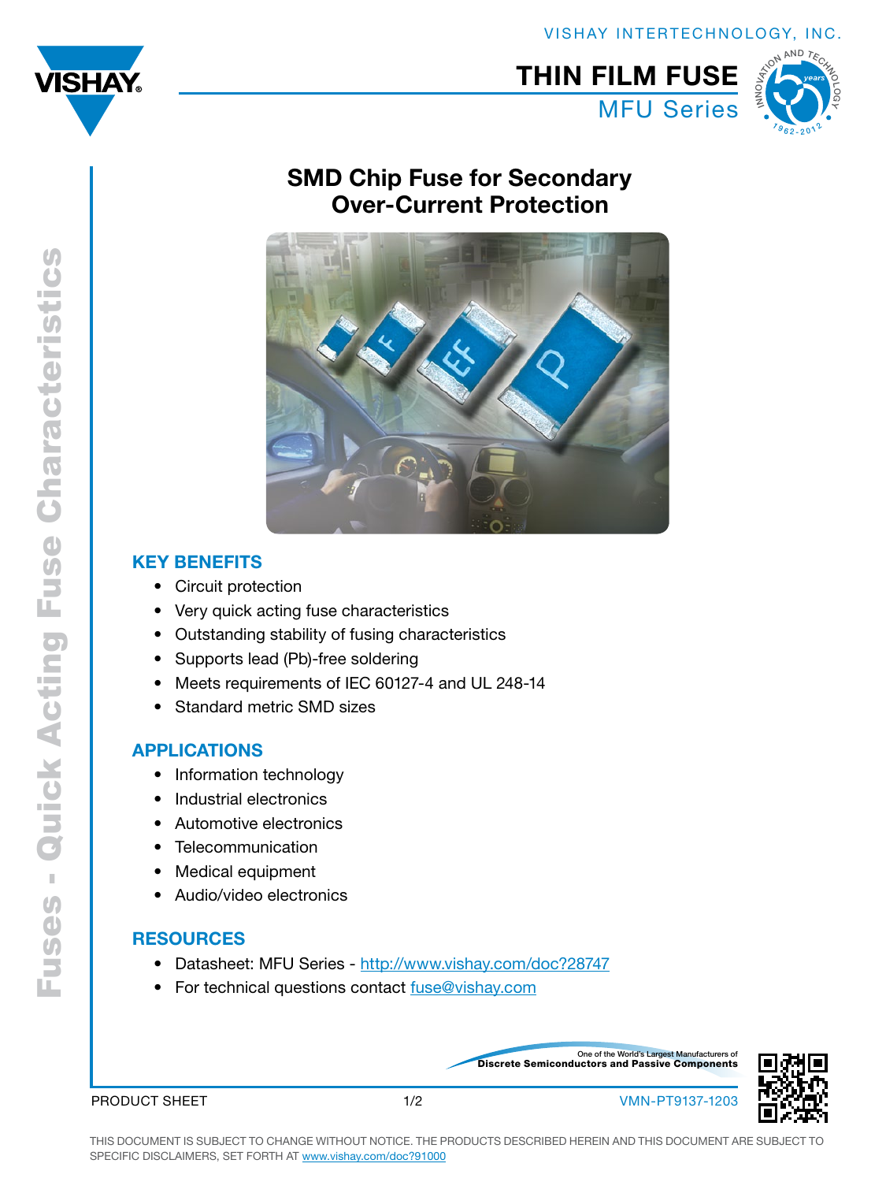VISHAY INTERTECHNOLOGY, INC.

# THIN FILM FUSE

## MFU Series

Fuses - Quick Acting Fuse Characteristics

## SMD Chip Fuse for Secondary Over-Current Protection

### KEY BENEFITS

- Circuit protection
- Very quick acting fuse characteristics
- Outstanding stability of fusing characteristics
- Supports lead (Pb)-free soldering
- Meets requirements of IEC 60127-4 and UL 248-14
- Standard metric SMD sizes

### APPLICATIONS

- Information technology
- Industrial electronics
- Automotive electronics
- Telecommunication
- Medical equipment
- Audio/video electronics

### RESOURCES

- Datasheet: MFU Series - http://www.vishay.com/doc?28747
- For technical questions contact fuse@vishay.com

One of the World's Largest Manufacturers of Discrete Semiconductors and Passive Components

PRODUCT SHEET VMN-PT9137-1203

THIS DOCUMENT IS SUBJECT TO CHANGE WITHOUT NOTICE. THE PRODUCTS DESCRIBED HEREIN AND THIS DOCUMENT ARE SUBJECT TO SPECIFIC DISCLAIMERS, SET FORTH AT www.vishay.com/doc?91000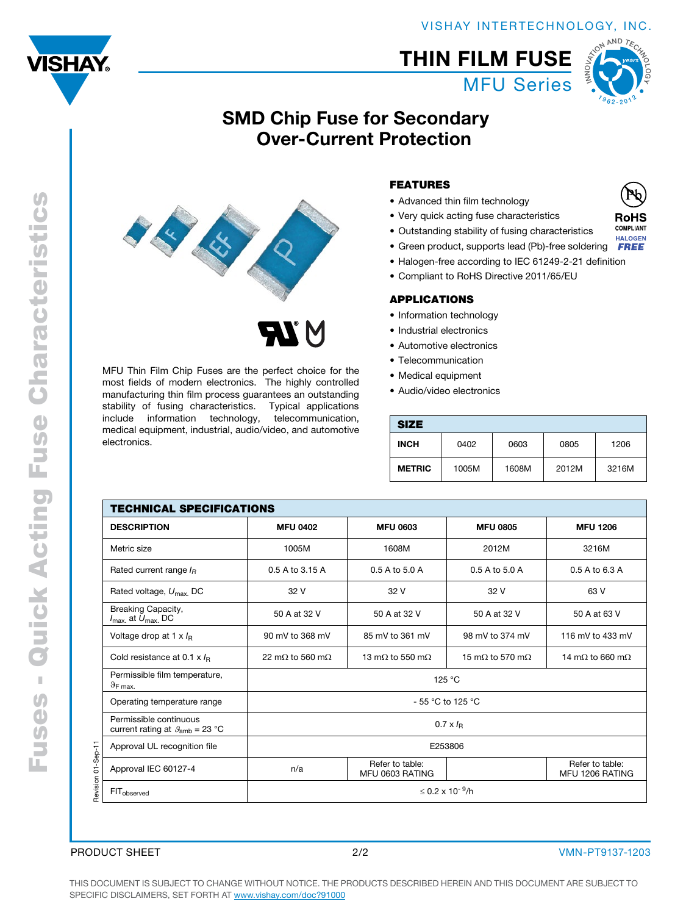VISHAY INTERTECHNOLOGY, INC.

# THIN FILM FUSE

## MFU Series

# SMD Chip Fuse for Secondary Over-Current Protection

MFU Thin Film Chip Fuses are the perfect choice for the most fields of modern electronics. The highly controlled manufacturing thin film process guarantees an outstanding stability of fusing characteristics. Typical applications include information technology, telecommunication, medical equipment, industrial, audio/video, and automotive electronics.

### FEATURES

- Advanced thin film technology
- Very quick acting fuse characteristics
- Outstanding stability of fusing characteristics
- Green product, supports lead (Pb)-free soldering
- Halogen-free according to IEC 61249-2-21 definition
- Compliant to RoHS Directive 2011/65/EU

### APPLICATIONS

- Information technology
- Industrial electronics
- Automotive electronics
- Telecommunication
- Medical equipment
- Audio/video electronics

| SIZE | | | | |
|---|---|---|---|---|
| **INCH** | 0402 | 0603 | 0805 | 1206 |
| **METRIC** | 1005M | 1608M | 2012M | 3216M |

| TECHNICAL SPECIFICATIONS | | | | |
|---|---|---|---|---|
| **DESCRIPTION** | **MFU 0402** | **MFU 0603** | **MFU 0805** | **MFU 1206** |
| Metric size | 1005M | 1608M | 2012M | 3216M |
| Rated current range $I_R$ | 0.5 A to 3.15 A | 0.5 A to 5.0 A | 0.5 A to 5.0 A | 0.5 A to 6.3 A |
| Rated voltage, $U_{max.}$ DC | 32 V | 32 V | 32 V | 63 V |
| Breaking Capacity, $I_{max.}$ at $U_{max.}$ DC | 50 A at 32 V | 50 A at 32 V | 50 A at 32 V | 50 A at 63 V |
| Voltage drop at 1 x $I_R$ | 90 mV to 368 mV | 85 mV to 361 mV | 98 mV to 374 mV | 116 mV to 433 mV |
| Cold resistance at 0.1 x $I_R$ | 22 mΩ to 560 mΩ | 13 mΩ to 550 mΩ | 15 mΩ to 570 mΩ | 14 mΩ to 660 mΩ |
| Permissible film temperature, $\vartheta_{F\ max.}$ | 125 °C | | | |
| Operating temperature range | - 55 °C to 125 °C | | | |
| Permissible continuous current rating at $\vartheta_{amb}$ = 23 °C | 0.7 x $I_R$ | | | |
| Approval UL recognition file | E253806 | | | |
| Approval IEC 60127-4 | n/a | Refer to table: MFU 0603 RATING | | Refer to table: MFU 1206 RATING |
| $FIT_{observed}$ | ≤ 0.2 x $10^{-9}$/h | | | |

Revision 01-Sep-11

PRODUCT SHEET VMN-PT9137-1203

THIS DOCUMENT IS SUBJECT TO CHANGE WITHOUT NOTICE. THE PRODUCTS DESCRIBED HEREIN AND THIS DOCUMENT ARE SUBJECT TO SPECIFIC DISCLAIMERS, SET FORTH AT www.vishay.com/doc?91000